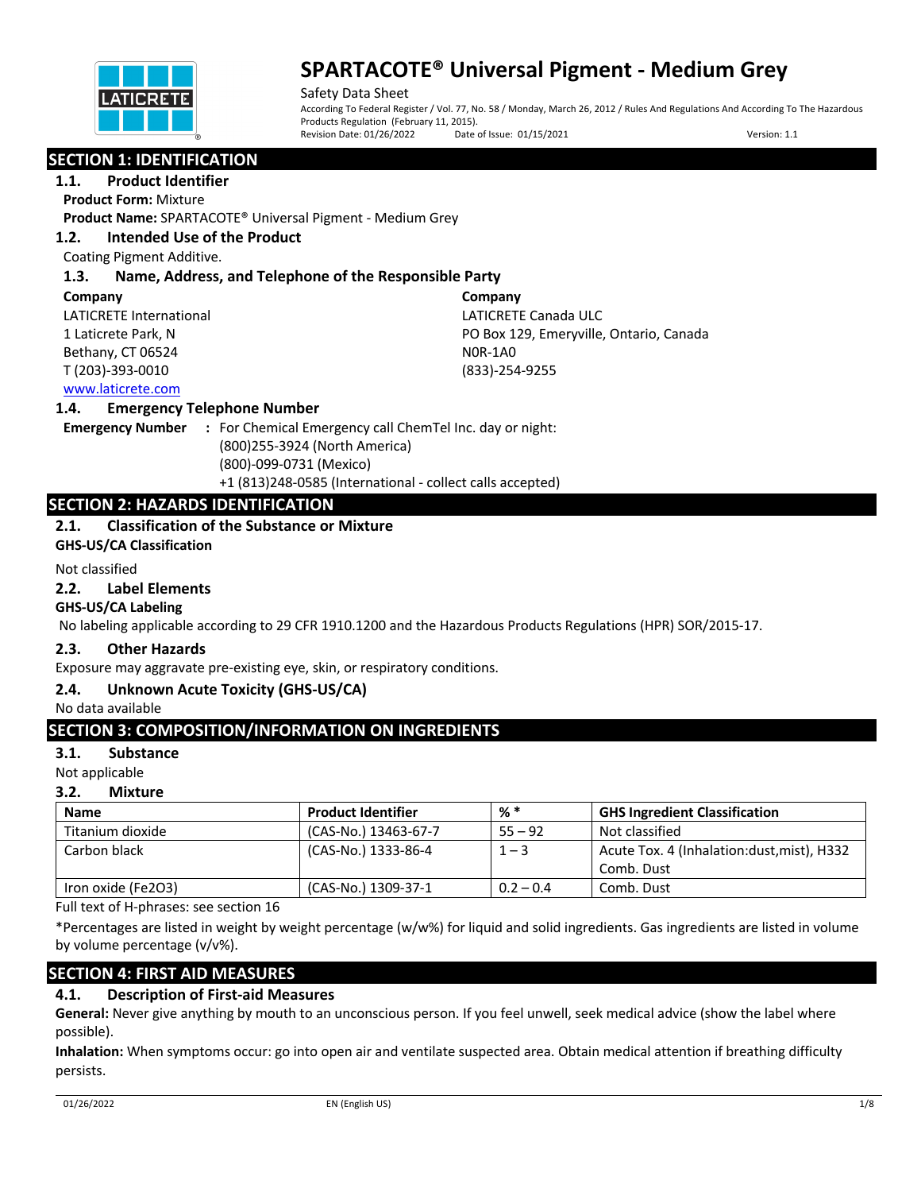# SPARTACOTE® Universal Pigment - Medium Grey

Safety Data Sheet

According To Federal Register / Vol. 77, No. 58 / Monday, March 26, 2012 / Rules And Regulations And According To The Hazardous Products Regulation (February 11, 2015).

Revision Date: 01/26/2022 Date of Issue: 01/15/2021 Version: 1.1

## SECTION 1: IDENTIFICATION

### 1.1. Product Identifier

**Product Form:** Mixture

**Product Name:** SPARTACOTE® Universal Pigment - Medium Grey

### 1.2. Intended Use of the Product

Coating Pigment Additive.

### 1.3. Name, Address, and Telephone of the Responsible Party

**Company**

LATICRETE International
1 Laticrete Park, N
Bethany, CT 06524
T (203)-393-0010
www.laticrete.com

**Company**

LATICRETE Canada ULC
PO Box 129, Emeryville, Ontario, Canada
N0R-1A0
(833)-254-9255

### 1.4. Emergency Telephone Number

**Emergency Number** : For Chemical Emergency call ChemTel Inc. day or night:
(800)255-3924 (North America)
(800)-099-0731 (Mexico)
+1 (813)248-0585 (International - collect calls accepted)

## SECTION 2: HAZARDS IDENTIFICATION

### 2.1. Classification of the Substance or Mixture

**GHS-US/CA Classification**

Not classified

### 2.2. Label Elements

**GHS-US/CA Labeling**

No labeling applicable according to 29 CFR 1910.1200 and the Hazardous Products Regulations (HPR) SOR/2015-17.

### 2.3. Other Hazards

Exposure may aggravate pre-existing eye, skin, or respiratory conditions.

### 2.4. Unknown Acute Toxicity (GHS-US/CA)

No data available

## SECTION 3: COMPOSITION/INFORMATION ON INGREDIENTS

### 3.1. Substance

Not applicable

### 3.2. Mixture

| Name | Product Identifier | % * | GHS Ingredient Classification |
|---|---|---|---|
| Titanium dioxide | (CAS-No.) 13463-67-7 | 55 – 92 | Not classified |
| Carbon black | (CAS-No.) 1333-86-4 | 1 – 3 | Acute Tox. 4 (Inhalation:dust,mist), H332<br>Comb. Dust |
| Iron oxide ($Fe_2O_3$) | (CAS-No.) 1309-37-1 | 0.2 – 0.4 | Comb. Dust |

Full text of H-phrases: see section 16

*Percentages are listed in weight by weight percentage (w/w%) for liquid and solid ingredients. Gas ingredients are listed in volume by volume percentage (v/v%).

## SECTION 4: FIRST AID MEASURES

### 4.1. Description of First-aid Measures

**General:** Never give anything by mouth to an unconscious person. If you feel unwell, seek medical advice (show the label where possible).

**Inhalation:** When symptoms occur: go into open air and ventilate suspected area. Obtain medical attention if breathing difficulty persists.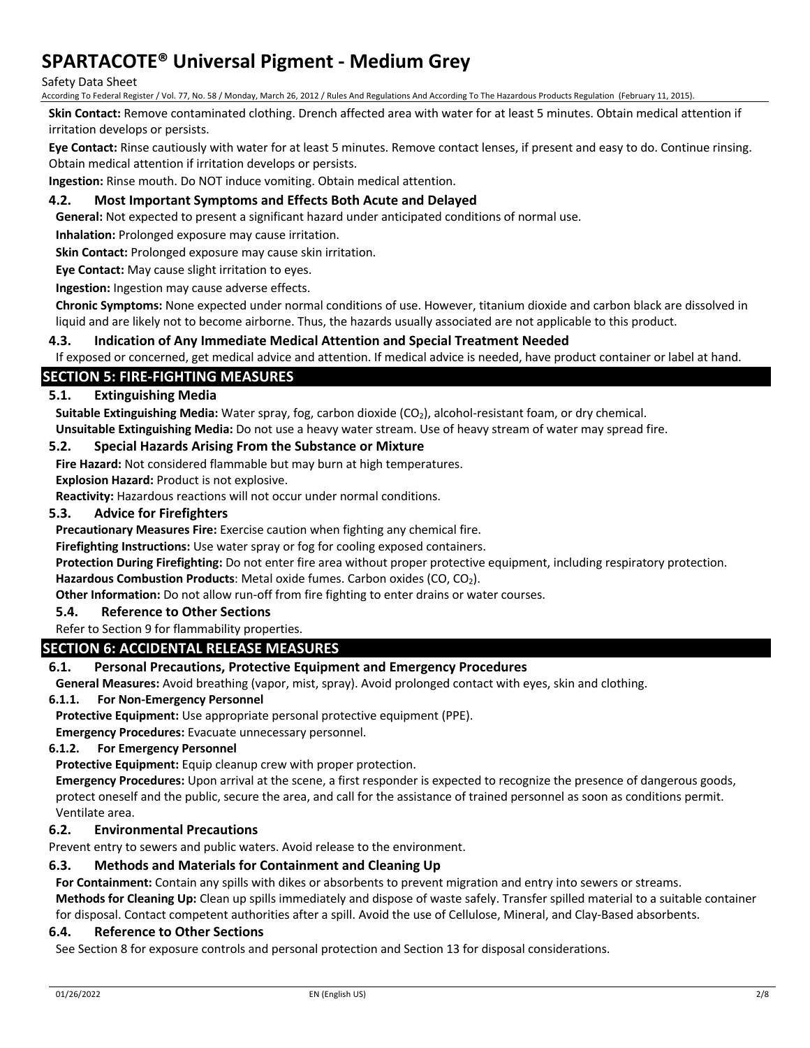**Skin Contact:** Remove contaminated clothing. Drench affected area with water for at least 5 minutes. Obtain medical attention if irritation develops or persists.

**Eye Contact:** Rinse cautiously with water for at least 5 minutes. Remove contact lenses, if present and easy to do. Continue rinsing. Obtain medical attention if irritation develops or persists.

**Ingestion:** Rinse mouth. Do NOT induce vomiting. Obtain medical attention.

### 4.2. Most Important Symptoms and Effects Both Acute and Delayed

**General:** Not expected to present a significant hazard under anticipated conditions of normal use.

**Inhalation:** Prolonged exposure may cause irritation.

**Skin Contact:** Prolonged exposure may cause skin irritation.

**Eye Contact:** May cause slight irritation to eyes.

**Ingestion:** Ingestion may cause adverse effects.

**Chronic Symptoms:** None expected under normal conditions of use. However, titanium dioxide and carbon black are dissolved in liquid and are likely not to become airborne. Thus, the hazards usually associated are not applicable to this product.

### 4.3. Indication of Any Immediate Medical Attention and Special Treatment Needed

If exposed or concerned, get medical advice and attention. If medical advice is needed, have product container or label at hand.

## SECTION 5: FIRE-FIGHTING MEASURES

### 5.1. Extinguishing Media

**Suitable Extinguishing Media:** Water spray, fog, carbon dioxide ($CO_2$), alcohol-resistant foam, or dry chemical.

**Unsuitable Extinguishing Media:** Do not use a heavy water stream. Use of heavy stream of water may spread fire.

### 5.2. Special Hazards Arising From the Substance or Mixture

**Fire Hazard:** Not considered flammable but may burn at high temperatures.

**Explosion Hazard:** Product is not explosive.

**Reactivity:** Hazardous reactions will not occur under normal conditions.

### 5.3. Advice for Firefighters

**Precautionary Measures Fire:** Exercise caution when fighting any chemical fire.

**Firefighting Instructions:** Use water spray or fog for cooling exposed containers.

**Protection During Firefighting:** Do not enter fire area without proper protective equipment, including respiratory protection.

**Hazardous Combustion Products**: Metal oxide fumes. Carbon oxides ($CO$, $CO_2$).

**Other Information:** Do not allow run-off from fire fighting to enter drains or water courses.

### 5.4. Reference to Other Sections

Refer to Section 9 for flammability properties.

## SECTION 6: ACCIDENTAL RELEASE MEASURES

### 6.1. Personal Precautions, Protective Equipment and Emergency Procedures

**General Measures:** Avoid breathing (vapor, mist, spray). Avoid prolonged contact with eyes, skin and clothing.

#### 6.1.1. For Non-Emergency Personnel

**Protective Equipment:** Use appropriate personal protective equipment (PPE).

**Emergency Procedures:** Evacuate unnecessary personnel.

#### 6.1.2. For Emergency Personnel

**Protective Equipment:** Equip cleanup crew with proper protection.

**Emergency Procedures:** Upon arrival at the scene, a first responder is expected to recognize the presence of dangerous goods, protect oneself and the public, secure the area, and call for the assistance of trained personnel as soon as conditions permit. Ventilate area.

### 6.2. Environmental Precautions

Prevent entry to sewers and public waters. Avoid release to the environment.

### 6.3. Methods and Materials for Containment and Cleaning Up

**For Containment:** Contain any spills with dikes or absorbents to prevent migration and entry into sewers or streams.

**Methods for Cleaning Up:** Clean up spills immediately and dispose of waste safely. Transfer spilled material to a suitable container for disposal. Contact competent authorities after a spill. Avoid the use of Cellulose, Mineral, and Clay-Based absorbents.

### 6.4. Reference to Other Sections

See Section 8 for exposure controls and personal protection and Section 13 for disposal considerations.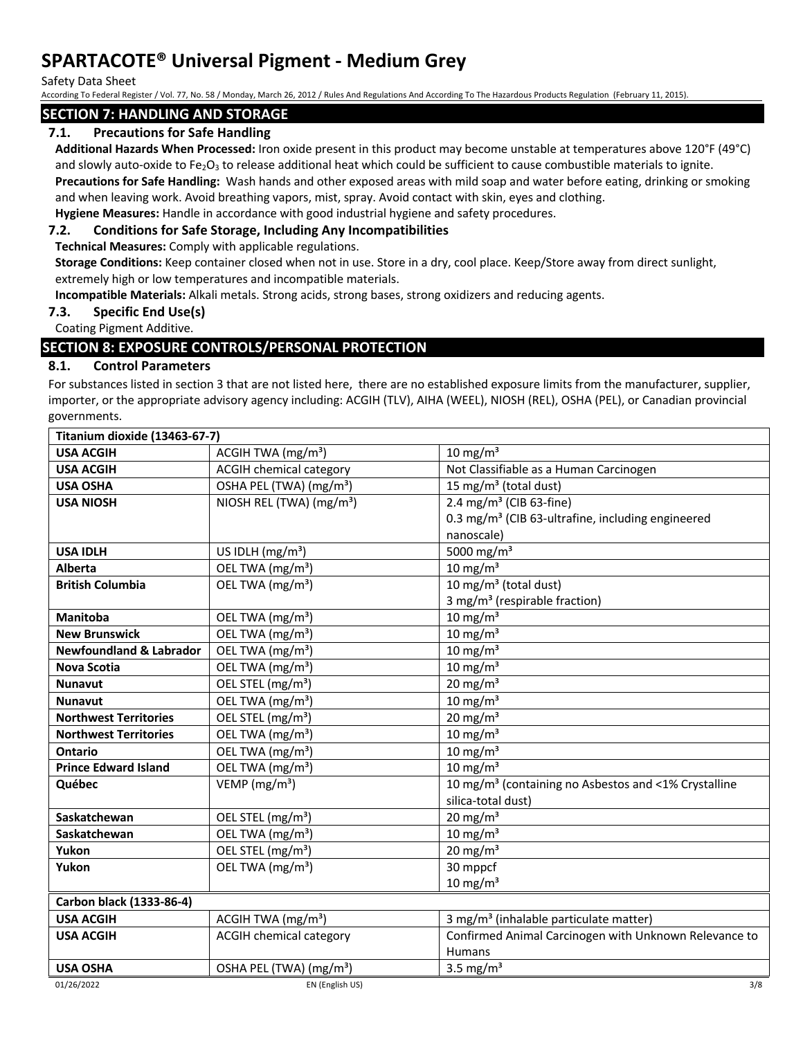## SECTION 7: HANDLING AND STORAGE

### 7.1. Precautions for Safe Handling

**Additional Hazards When Processed:** Iron oxide present in this product may become unstable at temperatures above 120°F (49°C) and slowly auto-oxide to $Fe_2O_3$ to release additional heat which could be sufficient to cause combustible materials to ignite.

**Precautions for Safe Handling:** Wash hands and other exposed areas with mild soap and water before eating, drinking or smoking and when leaving work. Avoid breathing vapors, mist, spray. Avoid contact with skin, eyes and clothing.

**Hygiene Measures:** Handle in accordance with good industrial hygiene and safety procedures.

### 7.2. Conditions for Safe Storage, Including Any Incompatibilities

**Technical Measures:** Comply with applicable regulations.

**Storage Conditions:** Keep container closed when not in use. Store in a dry, cool place. Keep/Store away from direct sunlight, extremely high or low temperatures and incompatible materials.

**Incompatible Materials:** Alkali metals. Strong acids, strong bases, strong oxidizers and reducing agents.

### 7.3. Specific End Use(s)

Coating Pigment Additive.

## SECTION 8: EXPOSURE CONTROLS/PERSONAL PROTECTION

### 8.1. Control Parameters

For substances listed in section 3 that are not listed here, there are no established exposure limits from the manufacturer, supplier, importer, or the appropriate advisory agency including: ACGIH (TLV), AIHA (WEEL), NIOSH (REL), OSHA (PEL), or Canadian provincial governments.

| **Titanium dioxide (13463-67-7)** | | |
|---|---|---|
| **USA ACGIH** | ACGIH TWA (mg/m³) | 10 mg/m³ |
| **USA ACGIH** | ACGIH chemical category | Not Classifiable as a Human Carcinogen |
| **USA OSHA** | OSHA PEL (TWA) (mg/m³) | 15 mg/m³ (total dust) |
| **USA NIOSH** | NIOSH REL (TWA) (mg/m³) | 2.4 mg/m³ (CIB 63-fine)<br>0.3 mg/m³ (CIB 63-ultrafine, including engineered nanoscale) |
| **USA IDLH** | US IDLH (mg/m³) | 5000 mg/m³ |
| **Alberta** | OEL TWA (mg/m³) | 10 mg/m³ |
| **British Columbia** | OEL TWA (mg/m³) | 10 mg/m³ (total dust)<br>3 mg/m³ (respirable fraction) |
| **Manitoba** | OEL TWA (mg/m³) | 10 mg/m³ |
| **New Brunswick** | OEL TWA (mg/m³) | 10 mg/m³ |
| **Newfoundland & Labrador** | OEL TWA (mg/m³) | 10 mg/m³ |
| **Nova Scotia** | OEL TWA (mg/m³) | 10 mg/m³ |
| **Nunavut** | OEL STEL (mg/m³) | 20 mg/m³ |
| **Nunavut** | OEL TWA (mg/m³) | 10 mg/m³ |
| **Northwest Territories** | OEL STEL (mg/m³) | 20 mg/m³ |
| **Northwest Territories** | OEL TWA (mg/m³) | 10 mg/m³ |
| **Ontario** | OEL TWA (mg/m³) | 10 mg/m³ |
| **Prince Edward Island** | OEL TWA (mg/m³) | 10 mg/m³ |
| **Québec** | VEMP (mg/m³) | 10 mg/m³ (containing no Asbestos and <1% Crystalline silica-total dust) |
| **Saskatchewan** | OEL STEL (mg/m³) | 20 mg/m³ |
| **Saskatchewan** | OEL TWA (mg/m³) | 10 mg/m³ |
| **Yukon** | OEL STEL (mg/m³) | 20 mg/m³ |
| **Yukon** | OEL TWA (mg/m³) | 30 mppcf<br>10 mg/m³ |

| **Carbon black (1333-86-4)** | | |
|---|---|---|
| **USA ACGIH** | ACGIH TWA (mg/m³) | 3 mg/m³ (inhalable particulate matter) |
| **USA ACGIH** | ACGIH chemical category | Confirmed Animal Carcinogen with Unknown Relevance to Humans |
| **USA OSHA** | OSHA PEL (TWA) (mg/m³) | 3.5 mg/m³ |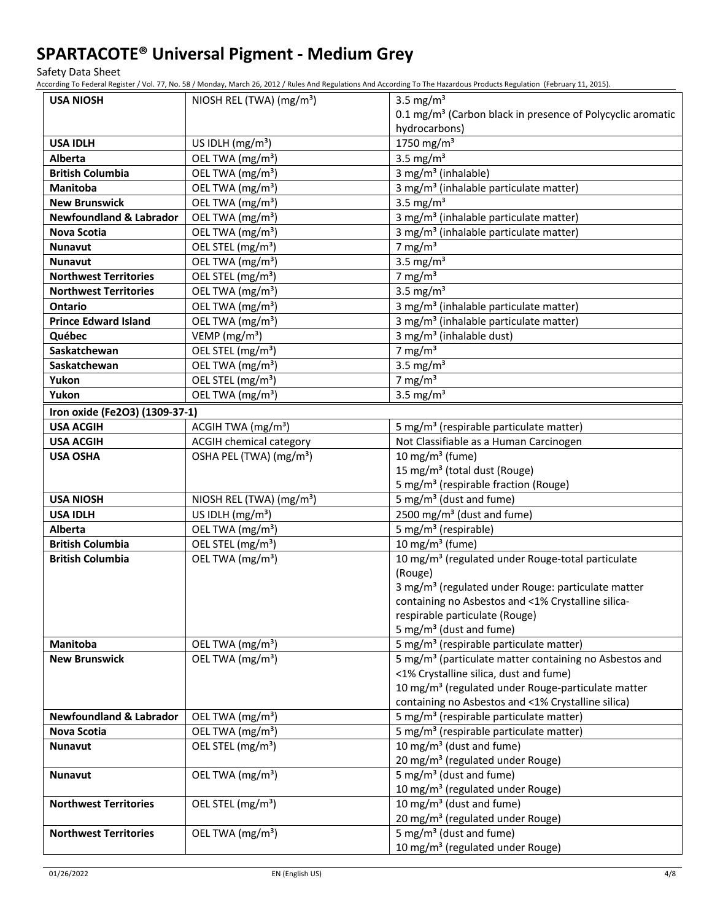| USA NIOSH | NIOSH REL (TWA) (mg/m³) | 3.5 mg/m³<br>0.1 mg/m³ (Carbon black in presence of Polycyclic aromatic hydrocarbons) |
|---|---|---|
| **USA IDLH** | US IDLH (mg/m³) | 1750 mg/m³ |
| **Alberta** | OEL TWA (mg/m³) | 3.5 mg/m³ |
| **British Columbia** | OEL TWA (mg/m³) | 3 mg/m³ (inhalable) |
| **Manitoba** | OEL TWA (mg/m³) | 3 mg/m³ (inhalable particulate matter) |
| **New Brunswick** | OEL TWA (mg/m³) | 3.5 mg/m³ |
| **Newfoundland & Labrador** | OEL TWA (mg/m³) | 3 mg/m³ (inhalable particulate matter) |
| **Nova Scotia** | OEL TWA (mg/m³) | 3 mg/m³ (inhalable particulate matter) |
| **Nunavut** | OEL STEL (mg/m³) | 7 mg/m³ |
| **Nunavut** | OEL TWA (mg/m³) | 3.5 mg/m³ |
| **Northwest Territories** | OEL STEL (mg/m³) | 7 mg/m³ |
| **Northwest Territories** | OEL TWA (mg/m³) | 3.5 mg/m³ |
| **Ontario** | OEL TWA (mg/m³) | 3 mg/m³ (inhalable particulate matter) |
| **Prince Edward Island** | OEL TWA (mg/m³) | 3 mg/m³ (inhalable particulate matter) |
| **Québec** | VEMP (mg/m³) | 3 mg/m³ (inhalable dust) |
| **Saskatchewan** | OEL STEL (mg/m³) | 7 mg/m³ |
| **Saskatchewan** | OEL TWA (mg/m³) | 3.5 mg/m³ |
| **Yukon** | OEL STEL (mg/m³) | 7 mg/m³ |
| **Yukon** | OEL TWA (mg/m³) | 3.5 mg/m³ |
| **Iron oxide (Fe2O3) (1309-37-1)** | | |
| **USA ACGIH** | ACGIH TWA (mg/m³) | 5 mg/m³ (respirable particulate matter) |
| **USA ACGIH** | ACGIH chemical category | Not Classifiable as a Human Carcinogen |
| **USA OSHA** | OSHA PEL (TWA) (mg/m³) | 10 mg/m³ (fume)<br>15 mg/m³ (total dust (Rouge)<br>5 mg/m³ (respirable fraction (Rouge) |
| **USA NIOSH** | NIOSH REL (TWA) (mg/m³) | 5 mg/m³ (dust and fume) |
| **USA IDLH** | US IDLH (mg/m³) | 2500 mg/m³ (dust and fume) |
| **Alberta** | OEL TWA (mg/m³) | 5 mg/m³ (respirable) |
| **British Columbia** | OEL STEL (mg/m³) | 10 mg/m³ (fume) |
| **British Columbia** | OEL TWA (mg/m³) | 10 mg/m³ (regulated under Rouge-total particulate (Rouge)<br>3 mg/m³ (regulated under Rouge: particulate matter containing no Asbestos and <1% Crystalline silica-respirable particulate (Rouge)<br>5 mg/m³ (dust and fume) |
| **Manitoba** | OEL TWA (mg/m³) | 5 mg/m³ (respirable particulate matter) |
| **New Brunswick** | OEL TWA (mg/m³) | 5 mg/m³ (particulate matter containing no Asbestos and <1% Crystalline silica, dust and fume)<br>10 mg/m³ (regulated under Rouge-particulate matter containing no Asbestos and <1% Crystalline silica) |
| **Newfoundland & Labrador** | OEL TWA (mg/m³) | 5 mg/m³ (respirable particulate matter) |
| **Nova Scotia** | OEL TWA (mg/m³) | 5 mg/m³ (respirable particulate matter) |
| **Nunavut** | OEL STEL (mg/m³) | 10 mg/m³ (dust and fume)<br>20 mg/m³ (regulated under Rouge) |
| **Nunavut** | OEL TWA (mg/m³) | 5 mg/m³ (dust and fume)<br>10 mg/m³ (regulated under Rouge) |
| **Northwest Territories** | OEL STEL (mg/m³) | 10 mg/m³ (dust and fume)<br>20 mg/m³ (regulated under Rouge) |
| **Northwest Territories** | OEL TWA (mg/m³) | 5 mg/m³ (dust and fume)<br>10 mg/m³ (regulated under Rouge) |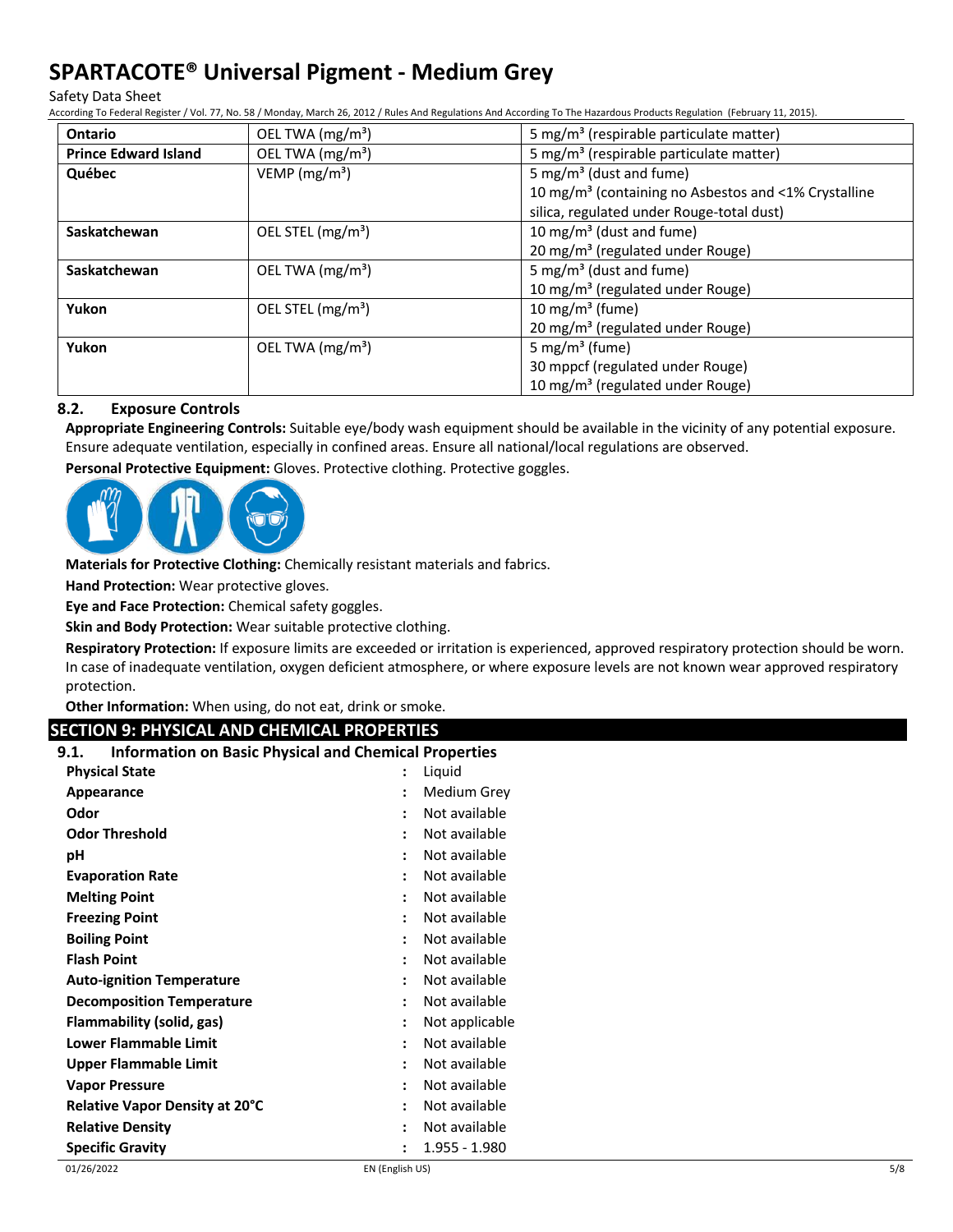| Ontario | OEL TWA (mg/m³) | 5 mg/m³ (respirable particulate matter) |
|---|---|---|
| **Prince Edward Island** | OEL TWA (mg/m³) | 5 mg/m³ (respirable particulate matter) |
| **Québec** | VEMP (mg/m³) | 5 mg/m³ (dust and fume)<br>10 mg/m³ (containing no Asbestos and <1% Crystalline silica, regulated under Rouge-total dust) |
| **Saskatchewan** | OEL STEL (mg/m³) | 10 mg/m³ (dust and fume)<br>20 mg/m³ (regulated under Rouge) |
| **Saskatchewan** | OEL TWA (mg/m³) | 5 mg/m³ (dust and fume)<br>10 mg/m³ (regulated under Rouge) |
| **Yukon** | OEL STEL (mg/m³) | 10 mg/m³ (fume)<br>20 mg/m³ (regulated under Rouge) |
| **Yukon** | OEL TWA (mg/m³) | 5 mg/m³ (fume)<br>30 mppcf (regulated under Rouge)<br>10 mg/m³ (regulated under Rouge) |

### 8.2. Exposure Controls

**Appropriate Engineering Controls:** Suitable eye/body wash equipment should be available in the vicinity of any potential exposure. Ensure adequate ventilation, especially in confined areas. Ensure all national/local regulations are observed.

**Personal Protective Equipment:** Gloves. Protective clothing. Protective goggles.

**Materials for Protective Clothing:** Chemically resistant materials and fabrics.

**Hand Protection:** Wear protective gloves.

**Eye and Face Protection:** Chemical safety goggles.

**Skin and Body Protection:** Wear suitable protective clothing.

**Respiratory Protection:** If exposure limits are exceeded or irritation is experienced, approved respiratory protection should be worn. In case of inadequate ventilation, oxygen deficient atmosphere, or where exposure levels are not known wear approved respiratory protection.

**Other Information:** When using, do not eat, drink or smoke.

## SECTION 9: PHYSICAL AND CHEMICAL PROPERTIES

### 9.1. Information on Basic Physical and Chemical Properties

| | | |
|---|---|---|
| **Physical State** | : | Liquid |
| **Appearance** | : | Medium Grey |
| **Odor** | : | Not available |
| **Odor Threshold** | : | Not available |
| **pH** | : | Not available |
| **Evaporation Rate** | : | Not available |
| **Melting Point** | : | Not available |
| **Freezing Point** | : | Not available |
| **Boiling Point** | : | Not available |
| **Flash Point** | : | Not available |
| **Auto-ignition Temperature** | : | Not available |
| **Decomposition Temperature** | : | Not available |
| **Flammability (solid, gas)** | : | Not applicable |
| **Lower Flammable Limit** | : | Not available |
| **Upper Flammable Limit** | : | Not available |
| **Vapor Pressure** | : | Not available |
| **Relative Vapor Density at 20°C** | : | Not available |
| **Relative Density** | : | Not available |
| **Specific Gravity** | : | 1.955 - 1.980 |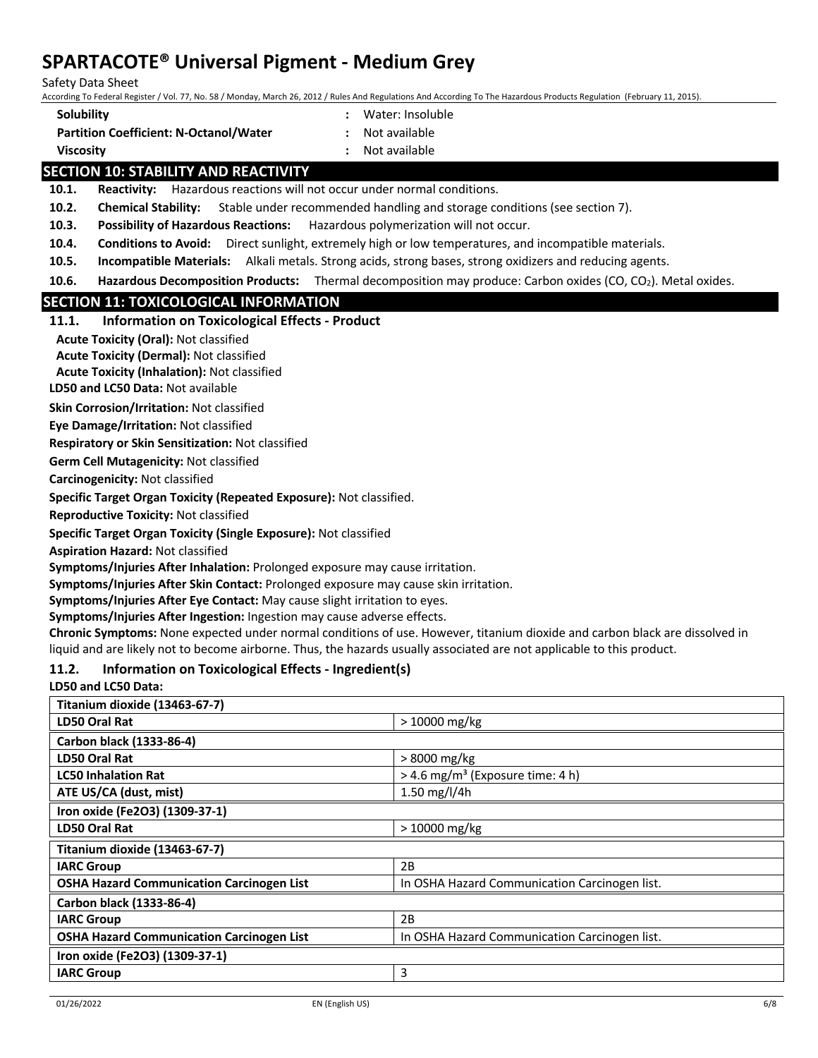| | | |
|---|---|---|
| **Solubility** | : | Water: Insoluble |
| **Partition Coefficient: N-Octanol/Water** | : | Not available |
| **Viscosity** | : | Not available |

## SECTION 10: STABILITY AND REACTIVITY

**10.1. Reactivity:** Hazardous reactions will not occur under normal conditions.

**10.2. Chemical Stability:** Stable under recommended handling and storage conditions (see section 7).

**10.3. Possibility of Hazardous Reactions:** Hazardous polymerization will not occur.

**10.4. Conditions to Avoid:** Direct sunlight, extremely high or low temperatures, and incompatible materials.

**10.5. Incompatible Materials:** Alkali metals. Strong acids, strong bases, strong oxidizers and reducing agents.

**10.6. Hazardous Decomposition Products:** Thermal decomposition may produce: Carbon oxides (CO, $CO_2$). Metal oxides.

## SECTION 11: TOXICOLOGICAL INFORMATION

### 11.1. Information on Toxicological Effects - Product

**Acute Toxicity (Oral):** Not classified

**Acute Toxicity (Dermal):** Not classified

**Acute Toxicity (Inhalation):** Not classified

**LD50 and LC50 Data:** Not available

**Skin Corrosion/Irritation:** Not classified

**Eye Damage/Irritation:** Not classified

**Respiratory or Skin Sensitization:** Not classified

**Germ Cell Mutagenicity:** Not classified

**Carcinogenicity:** Not classified

**Specific Target Organ Toxicity (Repeated Exposure):** Not classified.

**Reproductive Toxicity:** Not classified

**Specific Target Organ Toxicity (Single Exposure):** Not classified

**Aspiration Hazard:** Not classified

**Symptoms/Injuries After Inhalation:** Prolonged exposure may cause irritation.

**Symptoms/Injuries After Skin Contact:** Prolonged exposure may cause skin irritation.

**Symptoms/Injuries After Eye Contact:** May cause slight irritation to eyes.

**Symptoms/Injuries After Ingestion:** Ingestion may cause adverse effects.

**Chronic Symptoms:** None expected under normal conditions of use. However, titanium dioxide and carbon black are dissolved in liquid and are likely not to become airborne. Thus, the hazards usually associated are not applicable to this product.

### 11.2. Information on Toxicological Effects - Ingredient(s)

**LD50 and LC50 Data:**

| **Titanium dioxide (13463-67-7)** | |
|---|---|
| **LD50 Oral Rat** | > 10000 mg/kg |
| **Carbon black (1333-86-4)** | |
| **LD50 Oral Rat** | > 8000 mg/kg |
| **LC50 Inhalation Rat** | > 4.6 mg/m³ (Exposure time: 4 h) |
| **ATE US/CA (dust, mist)** | 1.50 mg/l/4h |
| **Iron oxide (Fe2O3) (1309-37-1)** | |
| **LD50 Oral Rat** | > 10000 mg/kg |

| **Titanium dioxide (13463-67-7)** | |
|---|---|
| **IARC Group** | 2B |
| **OSHA Hazard Communication Carcinogen List** | In OSHA Hazard Communication Carcinogen list. |
| **Carbon black (1333-86-4)** | |
| **IARC Group** | 2B |
| **OSHA Hazard Communication Carcinogen List** | In OSHA Hazard Communication Carcinogen list. |
| **Iron oxide (Fe2O3) (1309-37-1)** | |
| **IARC Group** | 3 |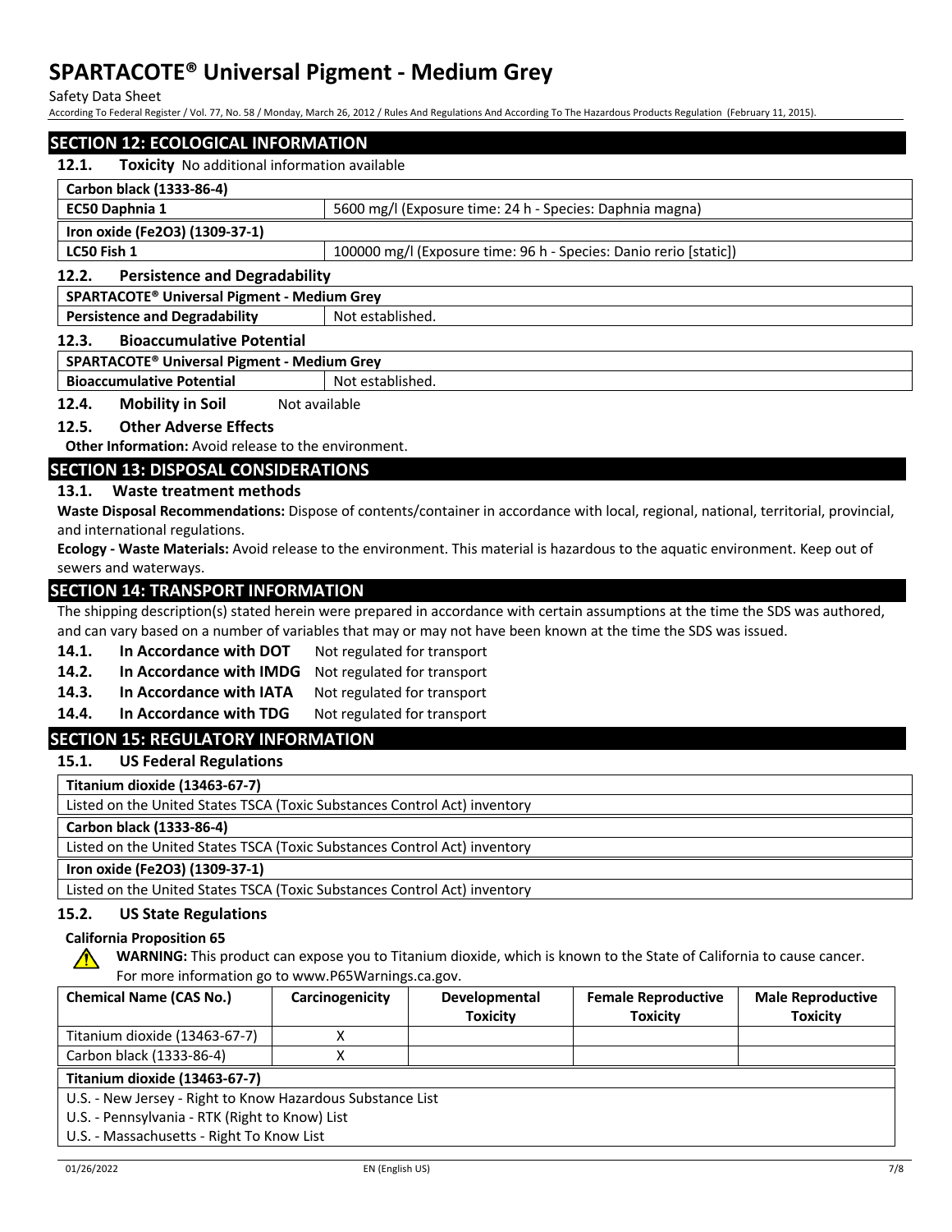## SECTION 12: ECOLOGICAL INFORMATION

**12.1. Toxicity** No additional information available

| Carbon black (1333-86-4) | |
|---|---|
| **EC50 Daphnia 1** | 5600 mg/l (Exposure time: 24 h - Species: Daphnia magna) |
| **Iron oxide ($Fe_2O_3$) (1309-37-1)** | |
| **LC50 Fish 1** | 100000 mg/l (Exposure time: 96 h - Species: Danio rerio [static]) |

**12.2. Persistence and Degradability**

| SPARTACOTE® Universal Pigment - Medium Grey | |
|---|---|
| **Persistence and Degradability** | Not established. |

**12.3. Bioaccumulative Potential**

| SPARTACOTE® Universal Pigment - Medium Grey | |
|---|---|
| **Bioaccumulative Potential** | Not established. |

**12.4. Mobility in Soil** Not available

**12.5. Other Adverse Effects**

**Other Information:** Avoid release to the environment.

## SECTION 13: DISPOSAL CONSIDERATIONS

**13.1. Waste treatment methods**

**Waste Disposal Recommendations:** Dispose of contents/container in accordance with local, regional, national, territorial, provincial, and international regulations.

**Ecology - Waste Materials:** Avoid release to the environment. This material is hazardous to the aquatic environment. Keep out of sewers and waterways.

## SECTION 14: TRANSPORT INFORMATION

The shipping description(s) stated herein were prepared in accordance with certain assumptions at the time the SDS was authored, and can vary based on a number of variables that may or may not have been known at the time the SDS was issued.

**14.1. In Accordance with DOT** Not regulated for transport

**14.2. In Accordance with IMDG** Not regulated for transport

**14.3. In Accordance with IATA** Not regulated for transport

**14.4. In Accordance with TDG** Not regulated for transport

## SECTION 15: REGULATORY INFORMATION

**15.1. US Federal Regulations**

| Titanium dioxide (13463-67-7) |
|---|
| Listed on the United States TSCA (Toxic Substances Control Act) inventory |
| **Carbon black (1333-86-4)** |
| Listed on the United States TSCA (Toxic Substances Control Act) inventory |
| **Iron oxide ($Fe_2O_3$) (1309-37-1)** |
| Listed on the United States TSCA (Toxic Substances Control Act) inventory |

**15.2. US State Regulations**

**California Proposition 65**

**WARNING:** This product can expose you to Titanium dioxide, which is known to the State of California to cause cancer. For more information go to www.P65Warnings.ca.gov.

| Chemical Name (CAS No.) | Carcinogenicity | Developmental Toxicity | Female Reproductive Toxicity | Male Reproductive Toxicity |
|---|---|---|---|---|
| Titanium dioxide (13463-67-7) | X | | | |
| Carbon black (1333-86-4) | X | | | |

| Titanium dioxide (13463-67-7) |
|---|
| U.S. - New Jersey - Right to Know Hazardous Substance List |
| U.S. - Pennsylvania - RTK (Right to Know) List |
| U.S. - Massachusetts - Right To Know List |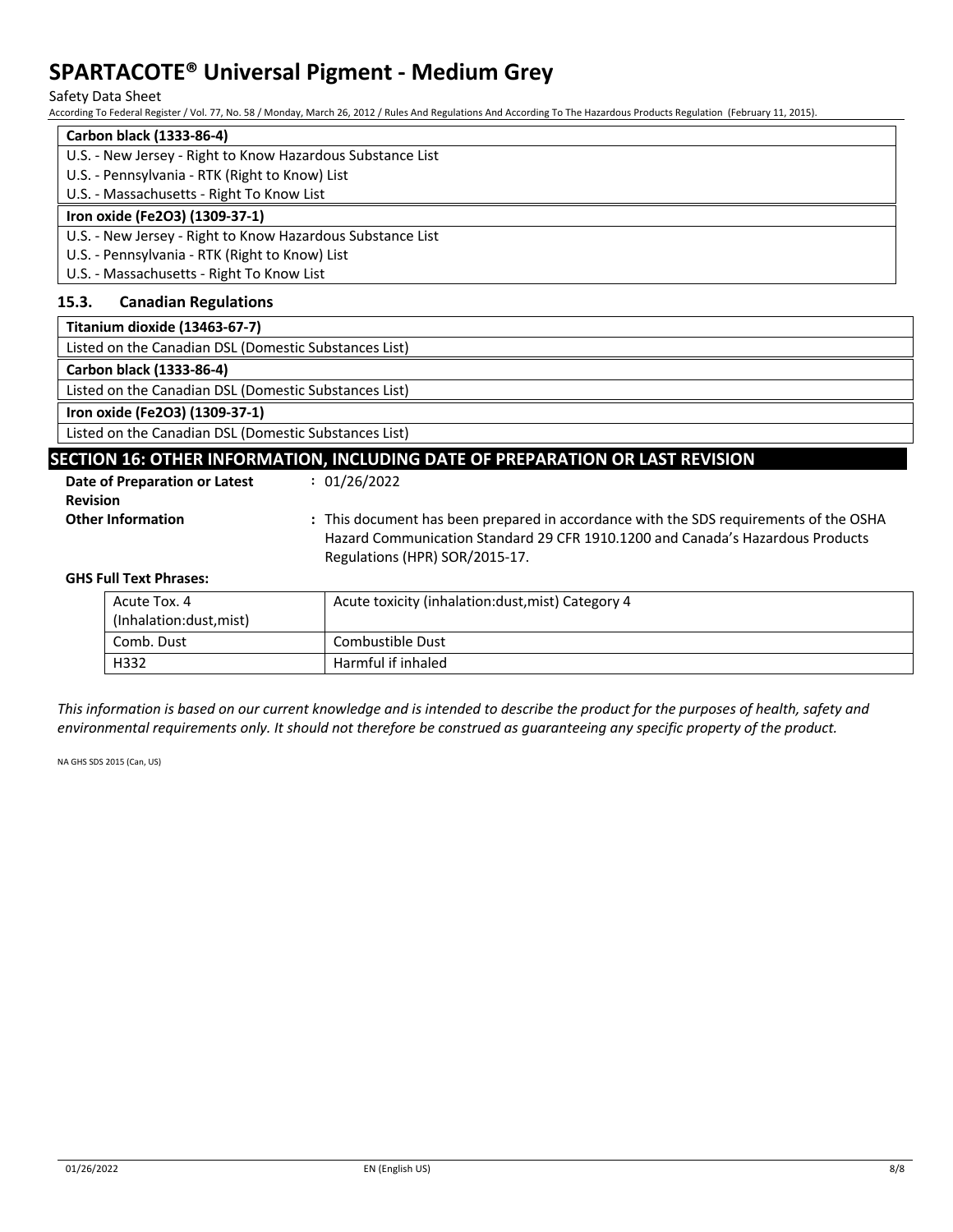| Carbon black (1333-86-4) |
|---|
| U.S. - New Jersey - Right to Know Hazardous Substance List |
| U.S. - Pennsylvania - RTK (Right to Know) List |
| U.S. - Massachusetts - Right To Know List |

| Iron oxide (Fe2O3) (1309-37-1) |
|---|
| U.S. - New Jersey - Right to Know Hazardous Substance List |
| U.S. - Pennsylvania - RTK (Right to Know) List |
| U.S. - Massachusetts - Right To Know List |

### 15.3. Canadian Regulations

| Titanium dioxide (13463-67-7) |
|---|
| Listed on the Canadian DSL (Domestic Substances List) |

| Carbon black (1333-86-4) |
|---|
| Listed on the Canadian DSL (Domestic Substances List) |

| Iron oxide (Fe2O3) (1309-37-1) |
|---|
| Listed on the Canadian DSL (Domestic Substances List) |

## SECTION 16: OTHER INFORMATION, INCLUDING DATE OF PREPARATION OR LAST REVISION

**Date of Preparation or Latest Revision** : 01/26/2022

**Other Information** : This document has been prepared in accordance with the SDS requirements of the OSHA Hazard Communication Standard 29 CFR 1910.1200 and Canada's Hazardous Products Regulations (HPR) SOR/2015-17.

**GHS Full Text Phrases:**

| | |
|---|---|
| Acute Tox. 4 (Inhalation:dust,mist) | Acute toxicity (inhalation:dust,mist) Category 4 |
| Comb. Dust | Combustible Dust |
| H332 | Harmful if inhaled |

*This information is based on our current knowledge and is intended to describe the product for the purposes of health, safety and environmental requirements only. It should not therefore be construed as guaranteeing any specific property of the product.*

NA GHS SDS 2015 (Can, US)